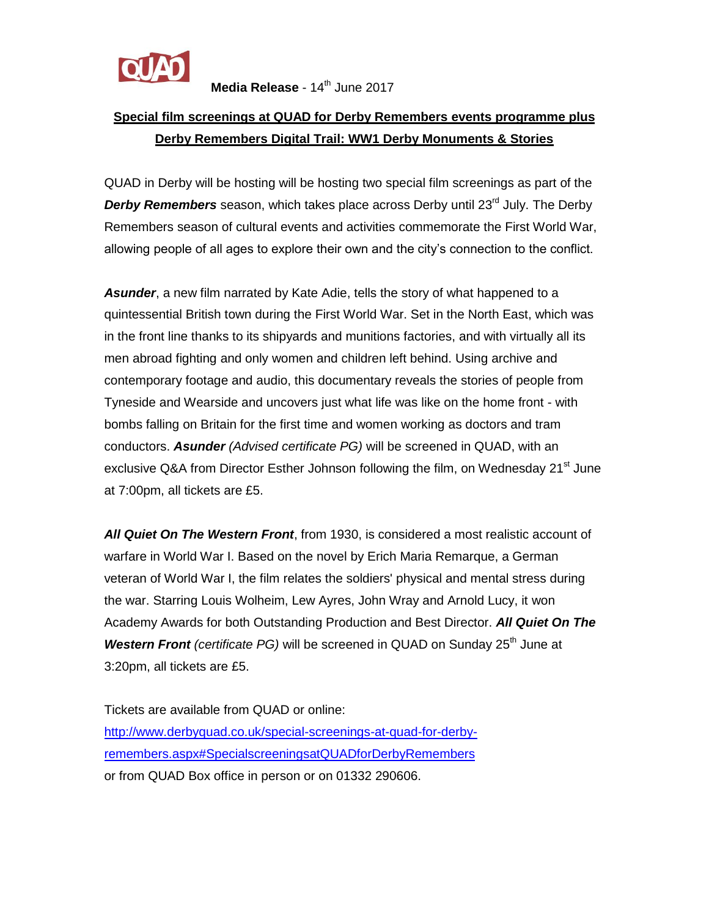QUAD

**Media Release** - 14th June 2017

**Special film screenings at QUAD for Derby Remembers events programme plus Derby Remembers Digital Trail: WW1 Derby Monuments & Stories**

QUAD in Derby will be hosting will be hosting two special film screenings as part of the ***Derby Remembers*** season, which takes place across Derby until 23rd July. The Derby Remembers season of cultural events and activities commemorate the First World War, allowing people of all ages to explore their own and the city's connection to the conflict.

***Asunder***, a new film narrated by Kate Adie, tells the story of what happened to a quintessential British town during the First World War. Set in the North East, which was in the front line thanks to its shipyards and munitions factories, and with virtually all its men abroad fighting and only women and children left behind. Using archive and contemporary footage and audio, this documentary reveals the stories of people from Tyneside and Wearside and uncovers just what life was like on the home front - with bombs falling on Britain for the first time and women working as doctors and tram conductors. ***Asunder*** *(Advised certificate PG)* will be screened in QUAD, with an exclusive Q&A from Director Esther Johnson following the film, on Wednesday 21st June at 7:00pm, all tickets are £5.

***All Quiet On The Western Front***, from 1930, is considered a most realistic account of warfare in World War I. Based on the novel by Erich Maria Remarque, a German veteran of World War I, the film relates the soldiers' physical and mental stress during the war. Starring Louis Wolheim, Lew Ayres, John Wray and Arnold Lucy, it won Academy Awards for both Outstanding Production and Best Director. ***All Quiet On The Western Front*** *(certificate PG)* will be screened in QUAD on Sunday 25th June at 3:20pm, all tickets are £5.

Tickets are available from QUAD or online:
http://www.derbyquad.co.uk/special-screenings-at-quad-for-derby-remembers.aspx#SpecialscreeningsatQUADforDerbyRemembers
or from QUAD Box office in person or on 01332 290606.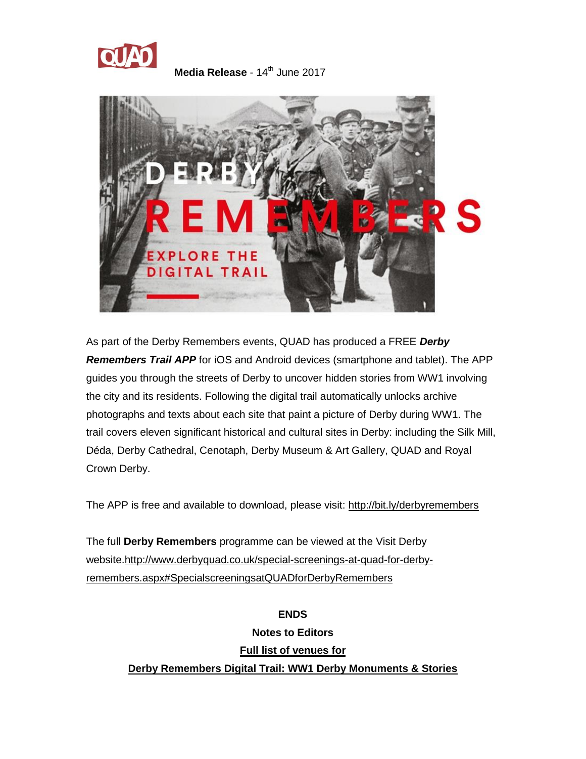**Media Release** - 14th June 2017

As part of the Derby Remembers events, QUAD has produced a FREE ***Derby Remembers Trail APP*** for iOS and Android devices (smartphone and tablet). The APP guides you through the streets of Derby to uncover hidden stories from WW1 involving the city and its residents. Following the digital trail automatically unlocks archive photographs and texts about each site that paint a picture of Derby during WW1. The trail covers eleven significant historical and cultural sites in Derby: including the Silk Mill, Déda, Derby Cathedral, Cenotaph, Derby Museum & Art Gallery, QUAD and Royal Crown Derby.

The APP is free and available to download, please visit: http://bit.ly/derbyremembers

The full **Derby Remembers** programme can be viewed at the Visit Derby website.http://www.derbyquad.co.uk/special-screenings-at-quad-for-derby-remembers.aspx#SpecialscreeningsatQUADforDerbyRemembers

**ENDS**

**Notes to Editors**

**Full list of venues for**

**Derby Remembers Digital Trail: WW1 Derby Monuments & Stories**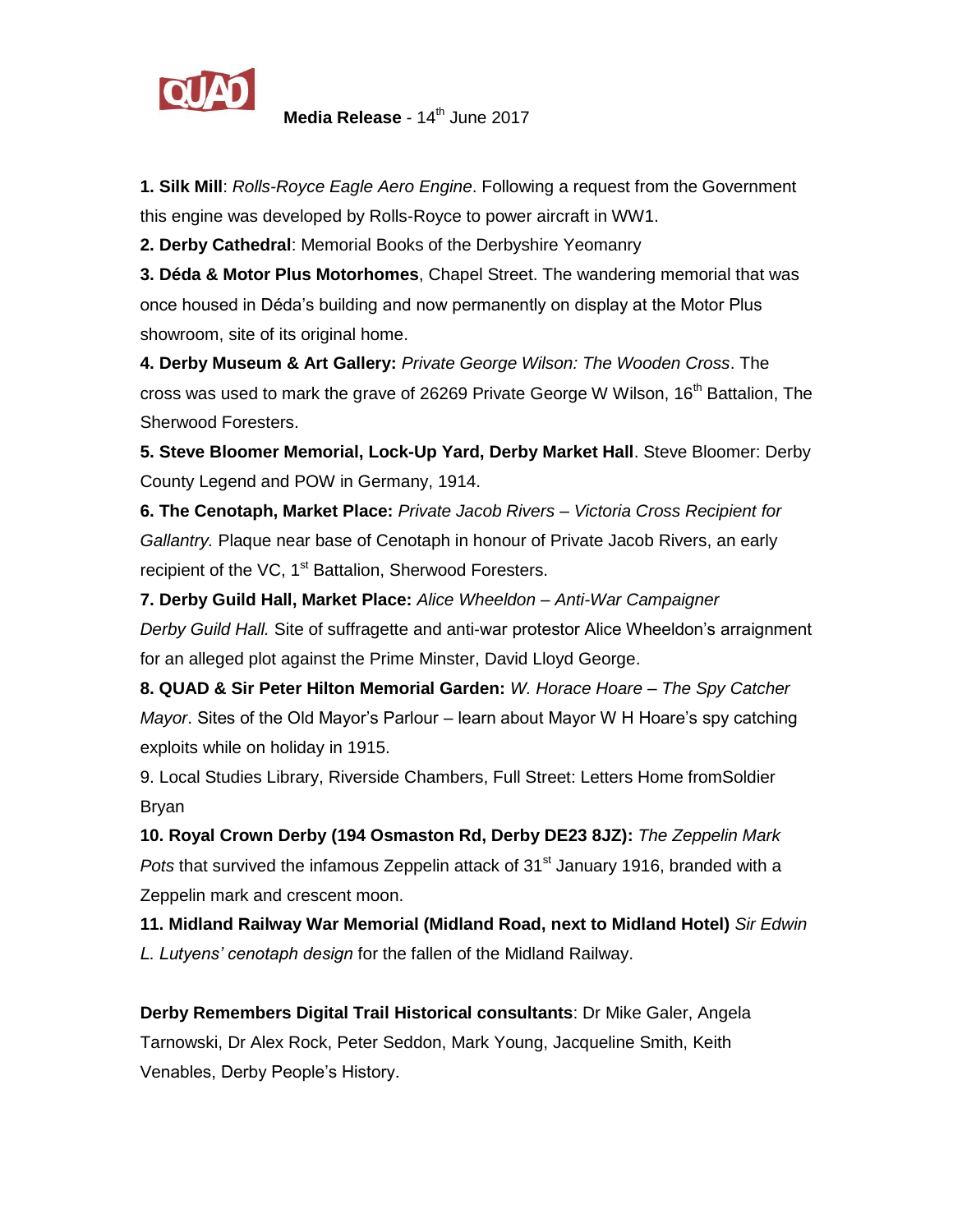**Media Release** - 14th June 2017

**1. Silk Mill**: *Rolls-Royce Eagle Aero Engine*. Following a request from the Government this engine was developed by Rolls-Royce to power aircraft in WW1.

**2. Derby Cathedral**: Memorial Books of the Derbyshire Yeomanry

**3. Déda & Motor Plus Motorhomes**, Chapel Street. The wandering memorial that was once housed in Déda's building and now permanently on display at the Motor Plus showroom, site of its original home.

**4. Derby Museum & Art Gallery:** *Private George Wilson: The Wooden Cross*. The cross was used to mark the grave of 26269 Private George W Wilson, 16th Battalion, The Sherwood Foresters.

**5. Steve Bloomer Memorial, Lock-Up Yard, Derby Market Hall**. Steve Bloomer: Derby County Legend and POW in Germany, 1914.

**6. The Cenotaph, Market Place:** *Private Jacob Rivers – Victoria Cross Recipient for Gallantry.* Plaque near base of Cenotaph in honour of Private Jacob Rivers, an early recipient of the VC, 1st Battalion, Sherwood Foresters.

**7. Derby Guild Hall, Market Place:** *Alice Wheeldon – Anti-War Campaigner Derby Guild Hall.* Site of suffragette and anti-war protestor Alice Wheeldon's arraignment for an alleged plot against the Prime Minster, David Lloyd George.

**8. QUAD & Sir Peter Hilton Memorial Garden:** *W. Horace Hoare – The Spy Catcher Mayor*. Sites of the Old Mayor's Parlour – learn about Mayor W H Hoare's spy catching exploits while on holiday in 1915.

9. Local Studies Library, Riverside Chambers, Full Street: Letters Home fromSoldier Bryan

**10. Royal Crown Derby (194 Osmaston Rd, Derby DE23 8JZ):** *The Zeppelin Mark Pots* that survived the infamous Zeppelin attack of 31st January 1916, branded with a Zeppelin mark and crescent moon.

**11. Midland Railway War Memorial (Midland Road, next to Midland Hotel)** *Sir Edwin L. Lutyens' cenotaph design* for the fallen of the Midland Railway.

**Derby Remembers Digital Trail Historical consultants**: Dr Mike Galer, Angela Tarnowski, Dr Alex Rock, Peter Seddon, Mark Young, Jacqueline Smith, Keith Venables, Derby People's History.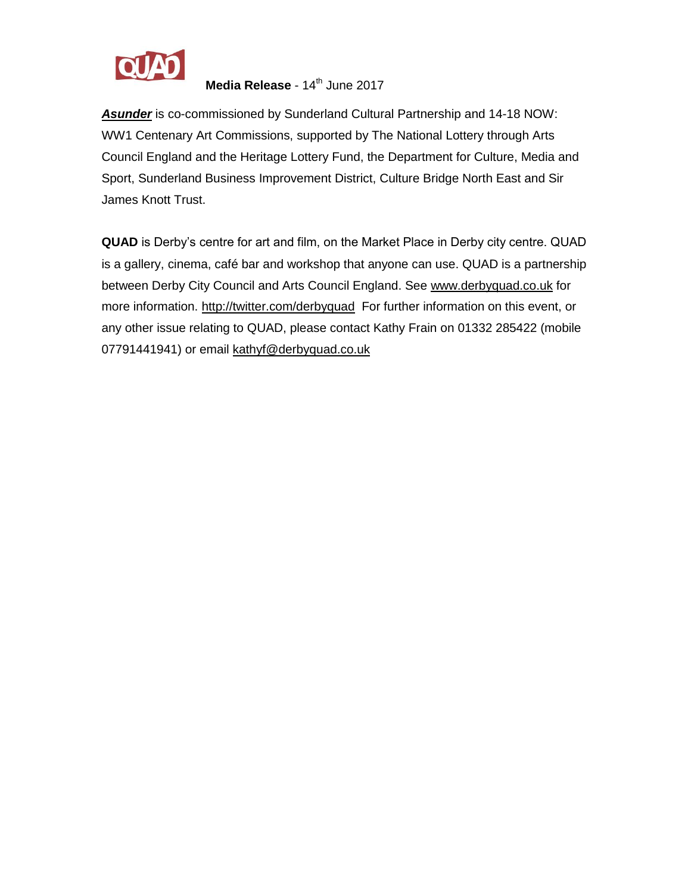**Media Release** - 14th June 2017

***Asunder*** is co-commissioned by Sunderland Cultural Partnership and 14-18 NOW: WW1 Centenary Art Commissions, supported by The National Lottery through Arts Council England and the Heritage Lottery Fund, the Department for Culture, Media and Sport, Sunderland Business Improvement District, Culture Bridge North East and Sir James Knott Trust.

**QUAD** is Derby's centre for art and film, on the Market Place in Derby city centre. QUAD is a gallery, cinema, café bar and workshop that anyone can use. QUAD is a partnership between Derby City Council and Arts Council England. See www.derbyquad.co.uk for more information. http://twitter.com/derbyquad For further information on this event, or any other issue relating to QUAD, please contact Kathy Frain on 01332 285422 (mobile 07791441941) or email kathyf@derbyquad.co.uk